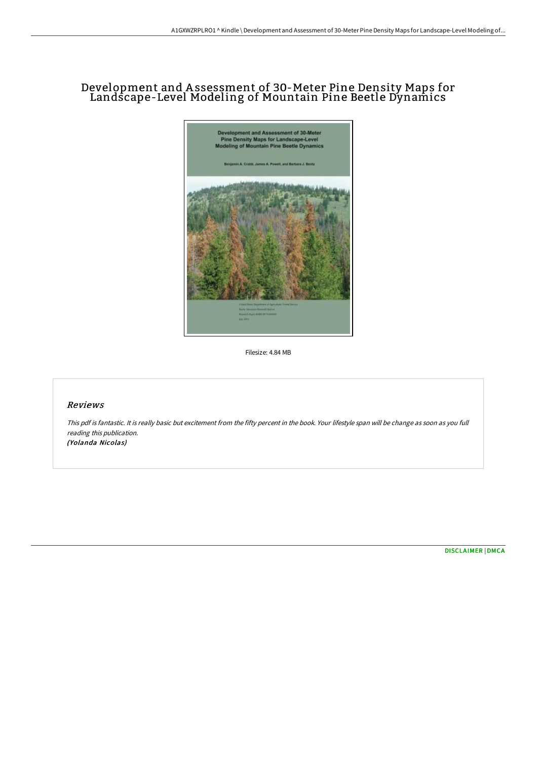# Development and Assessment of 30-Meter Pine Density Maps for Landscape-Level Modeling of Mountain Pine Beetle Dynamics

Filesize: 4.84 MB

## Reviews

*This pdf is fantastic. It is really basic but excitement from the fifty percent in the book. Your lifestyle span will be change as soon as you full reading this publication.*
*(Yolanda Nicolas)*

DISCLAIMER | DMCA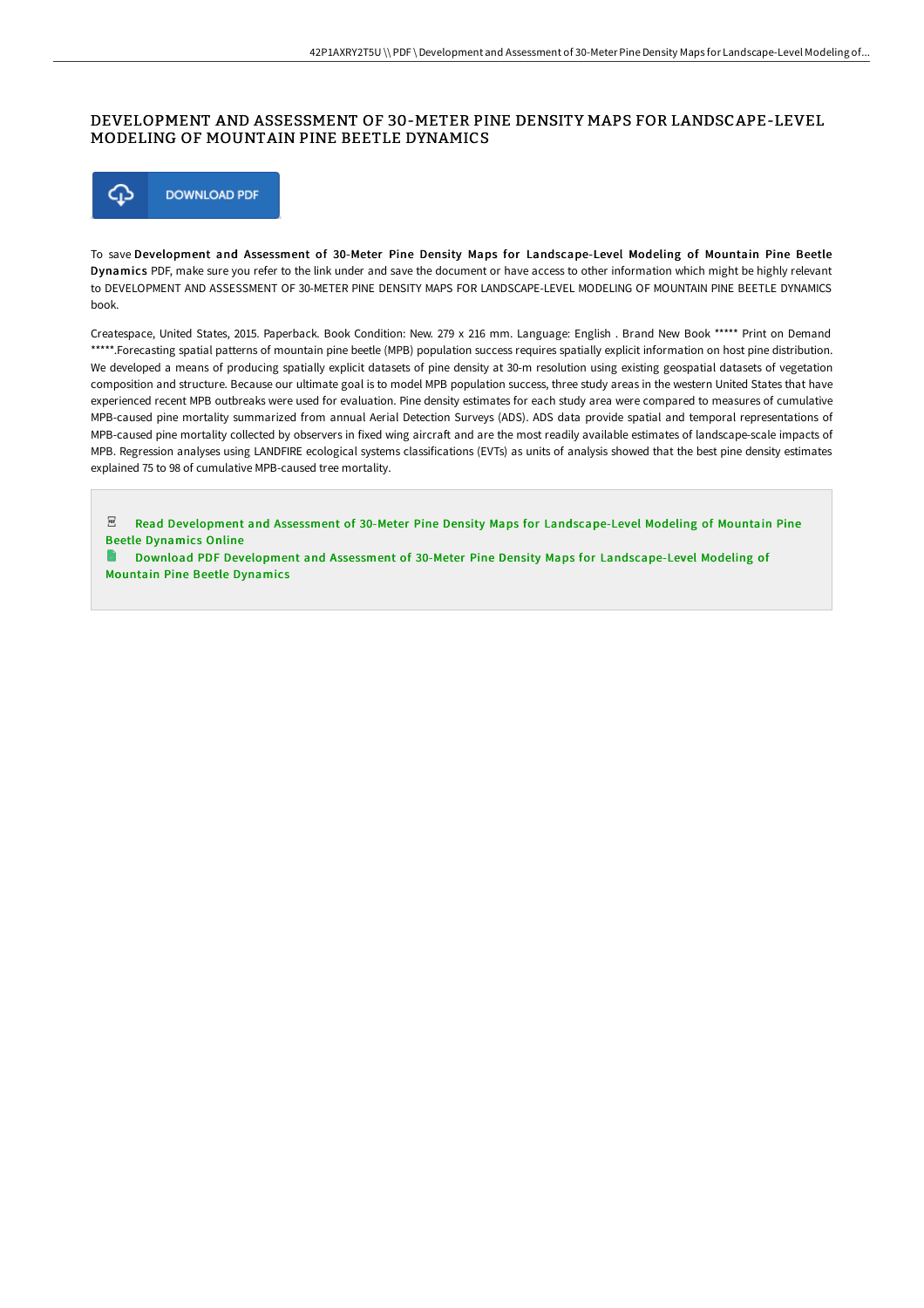# DEVELOPMENT AND ASSESSMENT OF 30-METER PINE DENSITY MAPS FOR LANDSCAPE-LEVEL MODELING OF MOUNTAIN PINE BEETLE DYNAMICS

DOWNLOAD PDF

To save **Development and Assessment of 30-Meter Pine Density Maps for Landscape-Level Modeling of Mountain Pine Beetle Dynamics** PDF, make sure you refer to the link under and save the document or have access to other information which might be highly relevant to DEVELOPMENT AND ASSESSMENT OF 30-METER PINE DENSITY MAPS FOR LANDSCAPE-LEVEL MODELING OF MOUNTAIN PINE BEETLE DYNAMICS book.

Createspace, United States, 2015. Paperback. Book Condition: New. 279 x 216 mm. Language: English . Brand New Book ***** Print on Demand *****.Forecasting spatial patterns of mountain pine beetle (MPB) population success requires spatially explicit information on host pine distribution. We developed a means of producing spatially explicit datasets of pine density at 30-m resolution using existing geospatial datasets of vegetation composition and structure. Because our ultimate goal is to model MPB population success, three study areas in the western United States that have experienced recent MPB outbreaks were used for evaluation. Pine density estimates for each study area were compared to measures of cumulative MPB-caused pine mortality summarized from annual Aerial Detection Surveys (ADS). ADS data provide spatial and temporal representations of MPB-caused pine mortality collected by observers in fixed wing aircraft and are the most readily available estimates of landscape-scale impacts of MPB. Regression analyses using LANDFIRE ecological systems classifications (EVTs) as units of analysis showed that the best pine density estimates explained 75 to 98 of cumulative MPB-caused tree mortality.

Read Development and Assessment of 30-Meter Pine Density Maps for Landscape-Level Modeling of Mountain Pine Beetle Dynamics Online

Download PDF Development and Assessment of 30-Meter Pine Density Maps for Landscape-Level Modeling of Mountain Pine Beetle Dynamics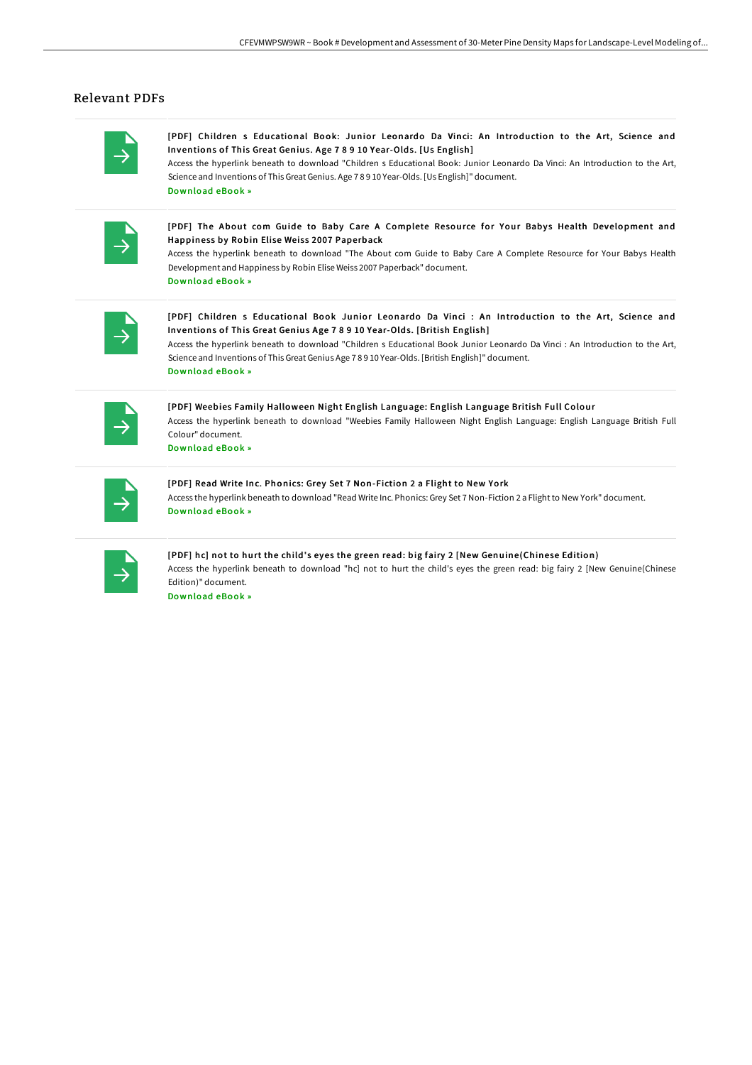## Relevant PDFs

**[PDF] Children s Educational Book: Junior Leonardo Da Vinci: An Introduction to the Art, Science and Inventions of This Great Genius. Age 7 8 9 10 Year-Olds. [Us English]**

Access the hyperlink beneath to download "Children s Educational Book: Junior Leonardo Da Vinci: An Introduction to the Art, Science and Inventions of This Great Genius. Age 7 8 9 10 Year-Olds. [Us English]" document.

Download eBook »

**[PDF] The About com Guide to Baby Care A Complete Resource for Your Babys Health Development and Happiness by Robin Elise Weiss 2007 Paperback**

Access the hyperlink beneath to download "The About com Guide to Baby Care A Complete Resource for Your Babys Health Development and Happiness by Robin Elise Weiss 2007 Paperback" document.

Download eBook »

**[PDF] Children s Educational Book Junior Leonardo Da Vinci : An Introduction to the Art, Science and Inventions of This Great Genius Age 7 8 9 10 Year-Olds. [British English]**

Access the hyperlink beneath to download "Children s Educational Book Junior Leonardo Da Vinci : An Introduction to the Art, Science and Inventions of This Great Genius Age 7 8 9 10 Year-Olds. [British English]" document.

Download eBook »

**[PDF] Weebies Family Halloween Night English Language: English Language British Full Colour**

Access the hyperlink beneath to download "Weebies Family Halloween Night English Language: English Language British Full Colour" document.

Download eBook »

**[PDF] Read Write Inc. Phonics: Grey Set 7 Non-Fiction 2 a Flight to New York**

Access the hyperlink beneath to download "Read Write Inc. Phonics: Grey Set 7 Non-Fiction 2 a Flight to New York" document.

Download eBook »

**[PDF] hc] not to hurt the child's eyes the green read: big fairy 2 [New Genuine(Chinese Edition)**

Access the hyperlink beneath to download "hc] not to hurt the child's eyes the green read: big fairy 2 [New Genuine(Chinese Edition)" document.

Download eBook »